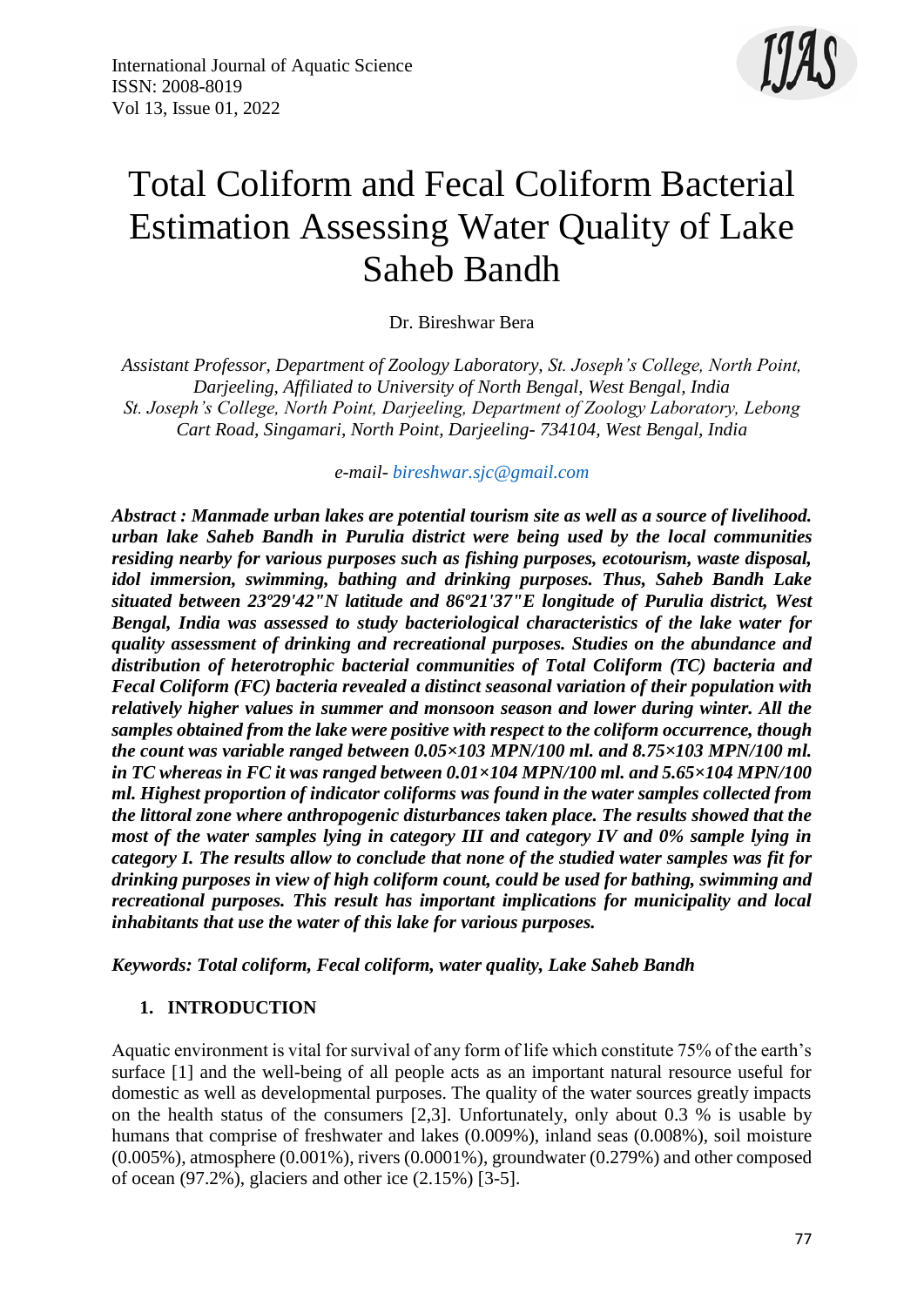# Total Coliform and Fecal Coliform Bacterial Estimation Assessing Water Quality of Lake Saheb Bandh

Dr. Bireshwar Bera

*Assistant Professor, Department of Zoology Laboratory, St. Joseph's College, North Point, Darjeeling, Affiliated to University of North Bengal, West Bengal, India*
*St. Joseph's College, North Point, Darjeeling, Department of Zoology Laboratory, Lebong Cart Road, Singamari, North Point, Darjeeling- 734104, West Bengal, India*

*e-mail- bireshwar.sjc@gmail.com*

***Abstract : Manmade urban lakes are potential tourism site as well as a source of livelihood. urban lake Saheb Bandh in Purulia district were being used by the local communities residing nearby for various purposes such as fishing purposes, ecotourism, waste disposal, idol immersion, swimming, bathing and drinking purposes. Thus, Saheb Bandh Lake situated between 23º29'42"N latitude and 86º21'37"E longitude of Purulia district, West Bengal, India was assessed to study bacteriological characteristics of the lake water for quality assessment of drinking and recreational purposes. Studies on the abundance and distribution of heterotrophic bacterial communities of Total Coliform (TC) bacteria and Fecal Coliform (FC) bacteria revealed a distinct seasonal variation of their population with relatively higher values in summer and monsoon season and lower during winter. All the samples obtained from the lake were positive with respect to the coliform occurrence, though the count was variable ranged between 0.05×103 MPN/100 ml. and 8.75×103 MPN/100 ml. in TC whereas in FC it was ranged between 0.01×104 MPN/100 ml. and 5.65×104 MPN/100 ml. Highest proportion of indicator coliforms was found in the water samples collected from the littoral zone where anthropogenic disturbances taken place. The results showed that the most of the water samples lying in category III and category IV and 0% sample lying in category I. The results allow to conclude that none of the studied water samples was fit for drinking purposes in view of high coliform count, could be used for bathing, swimming and recreational purposes. This result has important implications for municipality and local inhabitants that use the water of this lake for various purposes.***

***Keywords: Total coliform, Fecal coliform, water quality, Lake Saheb Bandh***

## 1. INTRODUCTION

Aquatic environment is vital for survival of any form of life which constitute 75% of the earth's surface [1] and the well-being of all people acts as an important natural resource useful for domestic as well as developmental purposes. The quality of the water sources greatly impacts on the health status of the consumers [2,3]. Unfortunately, only about 0.3 % is usable by humans that comprise of freshwater and lakes (0.009%), inland seas (0.008%), soil moisture (0.005%), atmosphere (0.001%), rivers (0.0001%), groundwater (0.279%) and other composed of ocean (97.2%), glaciers and other ice (2.15%) [3-5].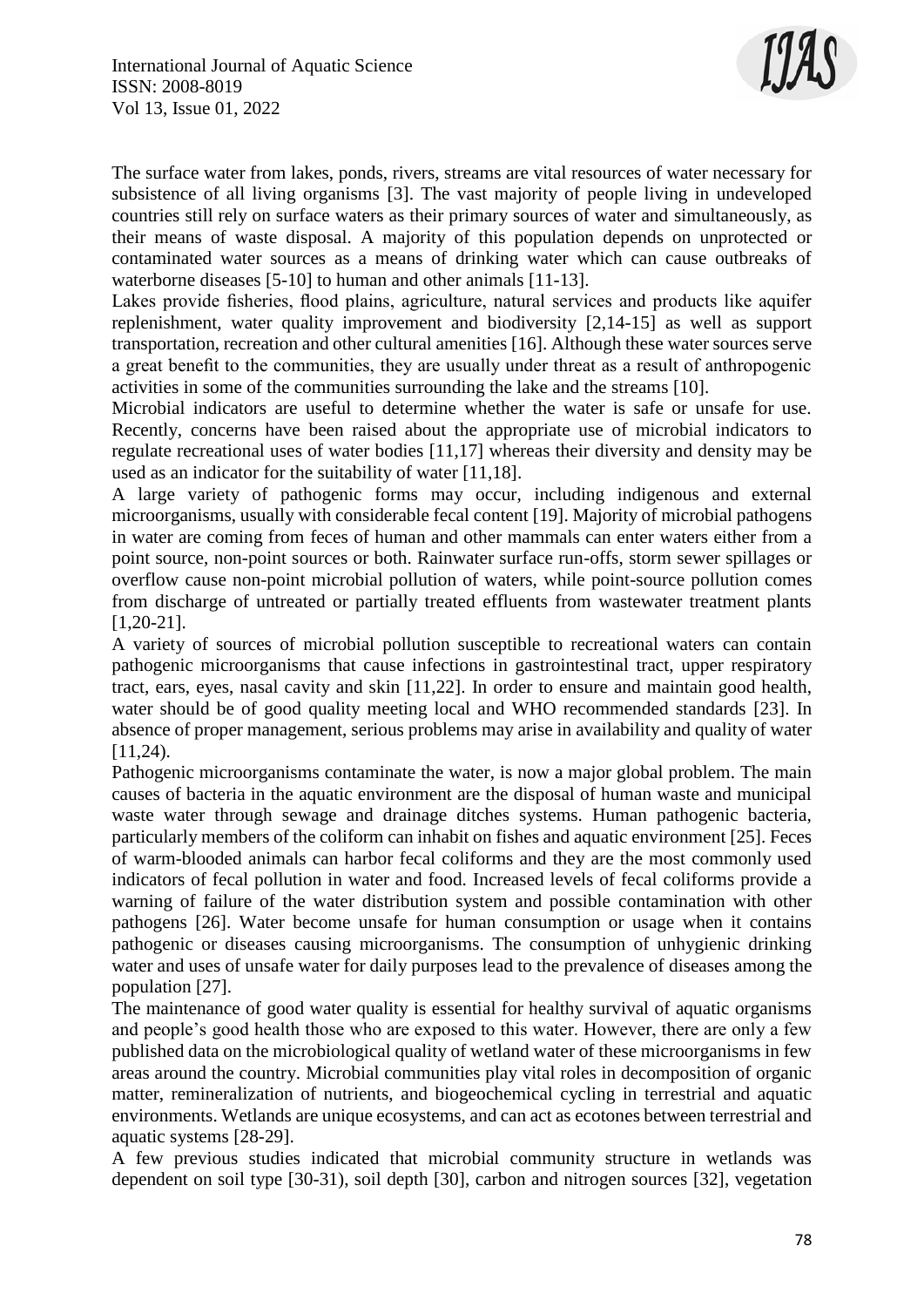The surface water from lakes, ponds, rivers, streams are vital resources of water necessary for subsistence of all living organisms [3]. The vast majority of people living in undeveloped countries still rely on surface waters as their primary sources of water and simultaneously, as their means of waste disposal. A majority of this population depends on unprotected or contaminated water sources as a means of drinking water which can cause outbreaks of waterborne diseases [5-10] to human and other animals [11-13].

Lakes provide fisheries, flood plains, agriculture, natural services and products like aquifer replenishment, water quality improvement and biodiversity [2,14-15] as well as support transportation, recreation and other cultural amenities [16]. Although these water sources serve a great benefit to the communities, they are usually under threat as a result of anthropogenic activities in some of the communities surrounding the lake and the streams [10].

Microbial indicators are useful to determine whether the water is safe or unsafe for use. Recently, concerns have been raised about the appropriate use of microbial indicators to regulate recreational uses of water bodies [11,17] whereas their diversity and density may be used as an indicator for the suitability of water [11,18].

A large variety of pathogenic forms may occur, including indigenous and external microorganisms, usually with considerable fecal content [19]. Majority of microbial pathogens in water are coming from feces of human and other mammals can enter waters either from a point source, non-point sources or both. Rainwater surface run-offs, storm sewer spillages or overflow cause non-point microbial pollution of waters, while point-source pollution comes from discharge of untreated or partially treated effluents from wastewater treatment plants [1,20-21].

A variety of sources of microbial pollution susceptible to recreational waters can contain pathogenic microorganisms that cause infections in gastrointestinal tract, upper respiratory tract, ears, eyes, nasal cavity and skin [11,22]. In order to ensure and maintain good health, water should be of good quality meeting local and WHO recommended standards [23]. In absence of proper management, serious problems may arise in availability and quality of water [11,24).

Pathogenic microorganisms contaminate the water, is now a major global problem. The main causes of bacteria in the aquatic environment are the disposal of human waste and municipal waste water through sewage and drainage ditches systems. Human pathogenic bacteria, particularly members of the coliform can inhabit on fishes and aquatic environment [25]. Feces of warm-blooded animals can harbor fecal coliforms and they are the most commonly used indicators of fecal pollution in water and food. Increased levels of fecal coliforms provide a warning of failure of the water distribution system and possible contamination with other pathogens [26]. Water become unsafe for human consumption or usage when it contains pathogenic or diseases causing microorganisms. The consumption of unhygienic drinking water and uses of unsafe water for daily purposes lead to the prevalence of diseases among the population [27].

The maintenance of good water quality is essential for healthy survival of aquatic organisms and people's good health those who are exposed to this water. However, there are only a few published data on the microbiological quality of wetland water of these microorganisms in few areas around the country. Microbial communities play vital roles in decomposition of organic matter, remineralization of nutrients, and biogeochemical cycling in terrestrial and aquatic environments. Wetlands are unique ecosystems, and can act as ecotones between terrestrial and aquatic systems [28-29].

A few previous studies indicated that microbial community structure in wetlands was dependent on soil type [30-31), soil depth [30], carbon and nitrogen sources [32], vegetation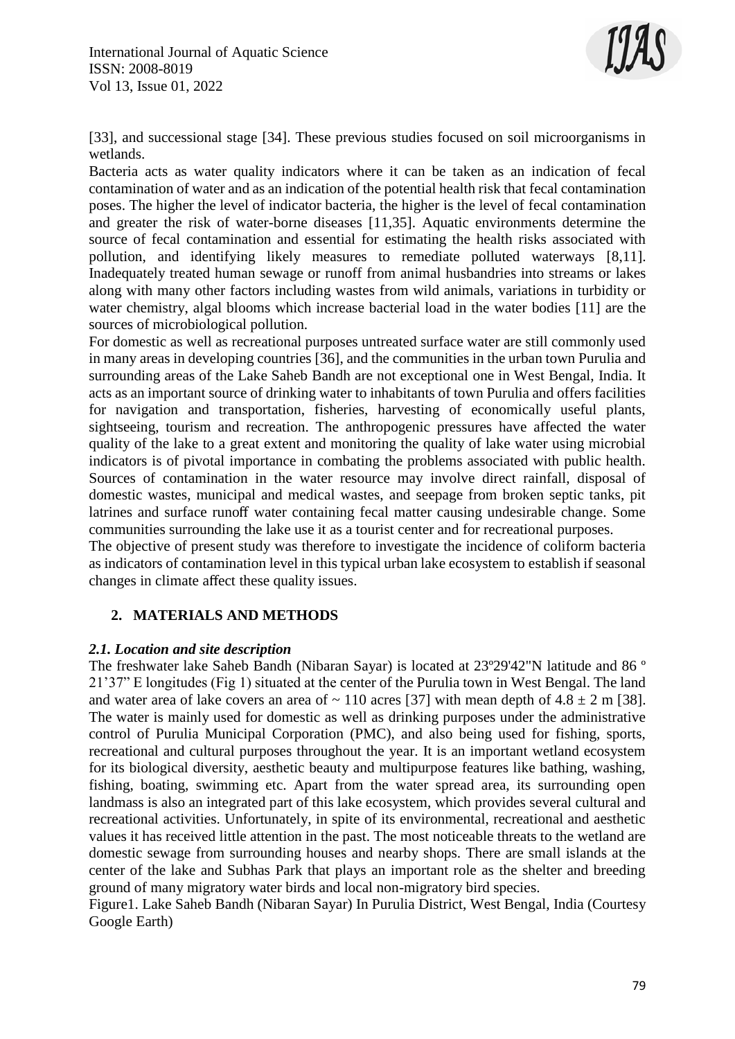[33], and successional stage [34]. These previous studies focused on soil microorganisms in wetlands.

Bacteria acts as water quality indicators where it can be taken as an indication of fecal contamination of water and as an indication of the potential health risk that fecal contamination poses. The higher the level of indicator bacteria, the higher is the level of fecal contamination and greater the risk of water-borne diseases [11,35]. Aquatic environments determine the source of fecal contamination and essential for estimating the health risks associated with pollution, and identifying likely measures to remediate polluted waterways [8,11]. Inadequately treated human sewage or runoff from animal husbandries into streams or lakes along with many other factors including wastes from wild animals, variations in turbidity or water chemistry, algal blooms which increase bacterial load in the water bodies [11] are the sources of microbiological pollution.

For domestic as well as recreational purposes untreated surface water are still commonly used in many areas in developing countries [36], and the communities in the urban town Purulia and surrounding areas of the Lake Saheb Bandh are not exceptional one in West Bengal, India. It acts as an important source of drinking water to inhabitants of town Purulia and offers facilities for navigation and transportation, fisheries, harvesting of economically useful plants, sightseeing, tourism and recreation. The anthropogenic pressures have affected the water quality of the lake to a great extent and monitoring the quality of lake water using microbial indicators is of pivotal importance in combating the problems associated with public health. Sources of contamination in the water resource may involve direct rainfall, disposal of domestic wastes, municipal and medical wastes, and seepage from broken septic tanks, pit latrines and surface runoff water containing fecal matter causing undesirable change. Some communities surrounding the lake use it as a tourist center and for recreational purposes.

The objective of present study was therefore to investigate the incidence of coliform bacteria as indicators of contamination level in this typical urban lake ecosystem to establish if seasonal changes in climate affect these quality issues.

## 2. MATERIALS AND METHODS

### *2.1. Location and site description*

The freshwater lake Saheb Bandh (Nibaran Sayar) is located at 23º29'42"N latitude and 86 º 21'37" E longitudes (Fig 1) situated at the center of the Purulia town in West Bengal. The land and water area of lake covers an area of ~ 110 acres [37] with mean depth of $4.8 \pm 2$ m [38]. The water is mainly used for domestic as well as drinking purposes under the administrative control of Purulia Municipal Corporation (PMC), and also being used for fishing, sports, recreational and cultural purposes throughout the year. It is an important wetland ecosystem for its biological diversity, aesthetic beauty and multipurpose features like bathing, washing, fishing, boating, swimming etc. Apart from the water spread area, its surrounding open landmass is also an integrated part of this lake ecosystem, which provides several cultural and recreational activities. Unfortunately, in spite of its environmental, recreational and aesthetic values it has received little attention in the past. The most noticeable threats to the wetland are domestic sewage from surrounding houses and nearby shops. There are small islands at the center of the lake and Subhas Park that plays an important role as the shelter and breeding ground of many migratory water birds and local non-migratory bird species.

Figure1. Lake Saheb Bandh (Nibaran Sayar) In Purulia District, West Bengal, India (Courtesy Google Earth)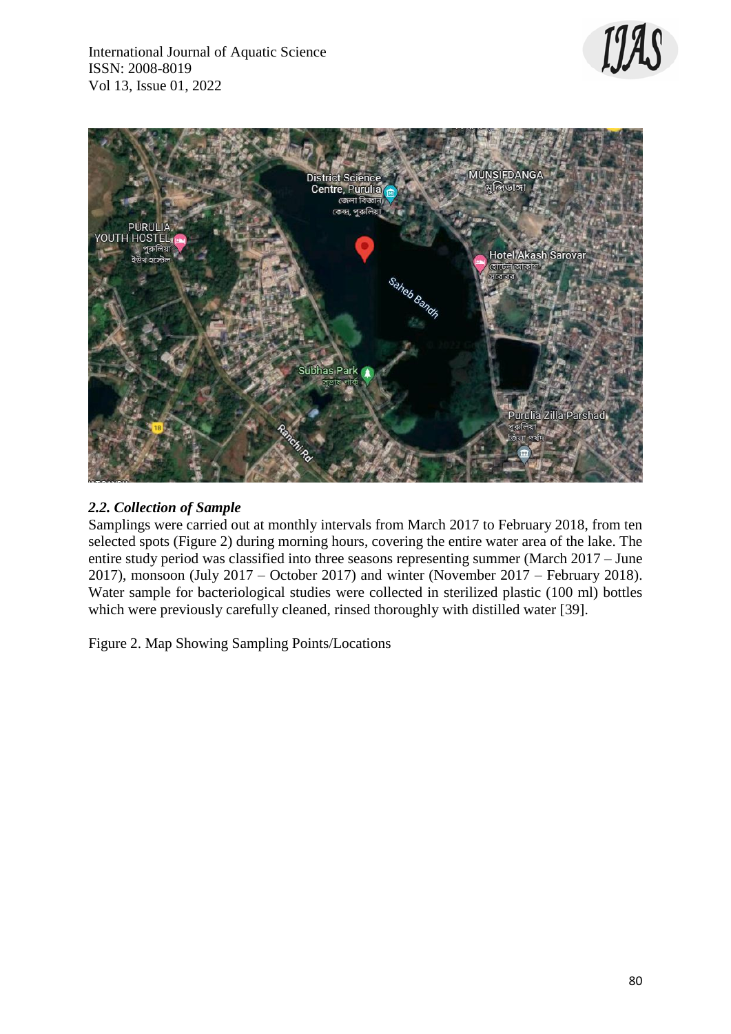### *2.2. Collection of Sample*

Samplings were carried out at monthly intervals from March 2017 to February 2018, from ten selected spots (Figure 2) during morning hours, covering the entire water area of the lake. The entire study period was classified into three seasons representing summer (March 2017 – June 2017), monsoon (July 2017 – October 2017) and winter (November 2017 – February 2018). Water sample for bacteriological studies were collected in sterilized plastic (100 ml) bottles which were previously carefully cleaned, rinsed thoroughly with distilled water [39].

Figure 2. Map Showing Sampling Points/Locations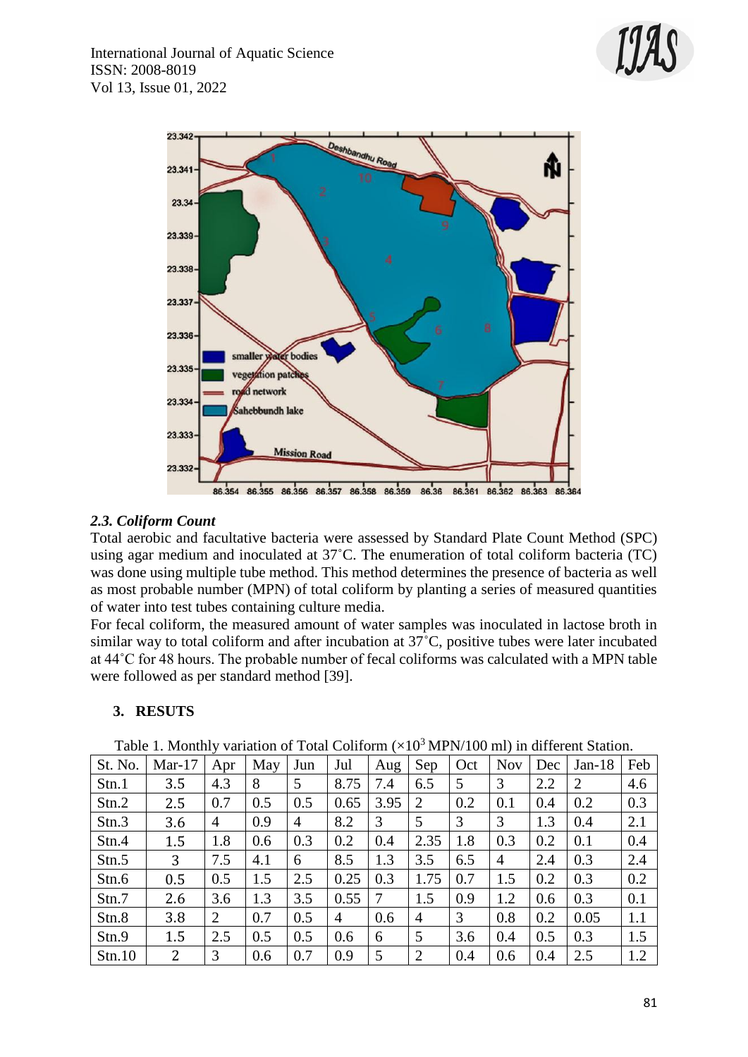### 2.3. Coliform Count

Total aerobic and facultative bacteria were assessed by Standard Plate Count Method (SPC) using agar medium and inoculated at 37˚C. The enumeration of total coliform bacteria (TC) was done using multiple tube method. This method determines the presence of bacteria as well as most probable number (MPN) of total coliform by planting a series of measured quantities of water into test tubes containing culture media.

For fecal coliform, the measured amount of water samples was inoculated in lactose broth in similar way to total coliform and after incubation at 37˚C, positive tubes were later incubated at 44˚C for 48 hours. The probable number of fecal coliforms was calculated with a MPN table were followed as per standard method [39].

## 3. RESUTS

Table 1. Monthly variation of Total Coliform ($\times 10^3$ MPN/100 ml) in different Station.

| St. No. | Mar-17 | Apr | May | Jun | Jul | Aug | Sep | Oct | Nov | Dec | Jan-18 | Feb |
|---|---|---|---|---|---|---|---|---|---|---|---|---|
| Stn.1 | 3.5 | 4.3 | 8 | 5 | 8.75 | 7.4 | 6.5 | 5 | 3 | 2.2 | 2 | 4.6 |
| Stn.2 | 2.5 | 0.7 | 0.5 | 0.5 | 0.65 | 3.95 | 2 | 0.2 | 0.1 | 0.4 | 0.2 | 0.3 |
| Stn.3 | 3.6 | 4 | 0.9 | 4 | 8.2 | 3 | 5 | 3 | 3 | 1.3 | 0.4 | 2.1 |
| Stn.4 | 1.5 | 1.8 | 0.6 | 0.3 | 0.2 | 0.4 | 2.35 | 1.8 | 0.3 | 0.2 | 0.1 | 0.4 |
| Stn.5 | 3 | 7.5 | 4.1 | 6 | 8.5 | 1.3 | 3.5 | 6.5 | 4 | 2.4 | 0.3 | 2.4 |
| Stn.6 | 0.5 | 0.5 | 1.5 | 2.5 | 0.25 | 0.3 | 1.75 | 0.7 | 1.5 | 0.2 | 0.3 | 0.2 |
| Stn.7 | 2.6 | 3.6 | 1.3 | 3.5 | 0.55 | 7 | 1.5 | 0.9 | 1.2 | 0.6 | 0.3 | 0.1 |
| Stn.8 | 3.8 | 2 | 0.7 | 0.5 | 4 | 0.6 | 4 | 3 | 0.8 | 0.2 | 0.05 | 1.1 |
| Stn.9 | 1.5 | 2.5 | 0.5 | 0.5 | 0.6 | 6 | 5 | 3.6 | 0.4 | 0.5 | 0.3 | 1.5 |
| Stn.10 | 2 | 3 | 0.6 | 0.7 | 0.9 | 5 | 2 | 0.4 | 0.6 | 0.4 | 2.5 | 1.2 |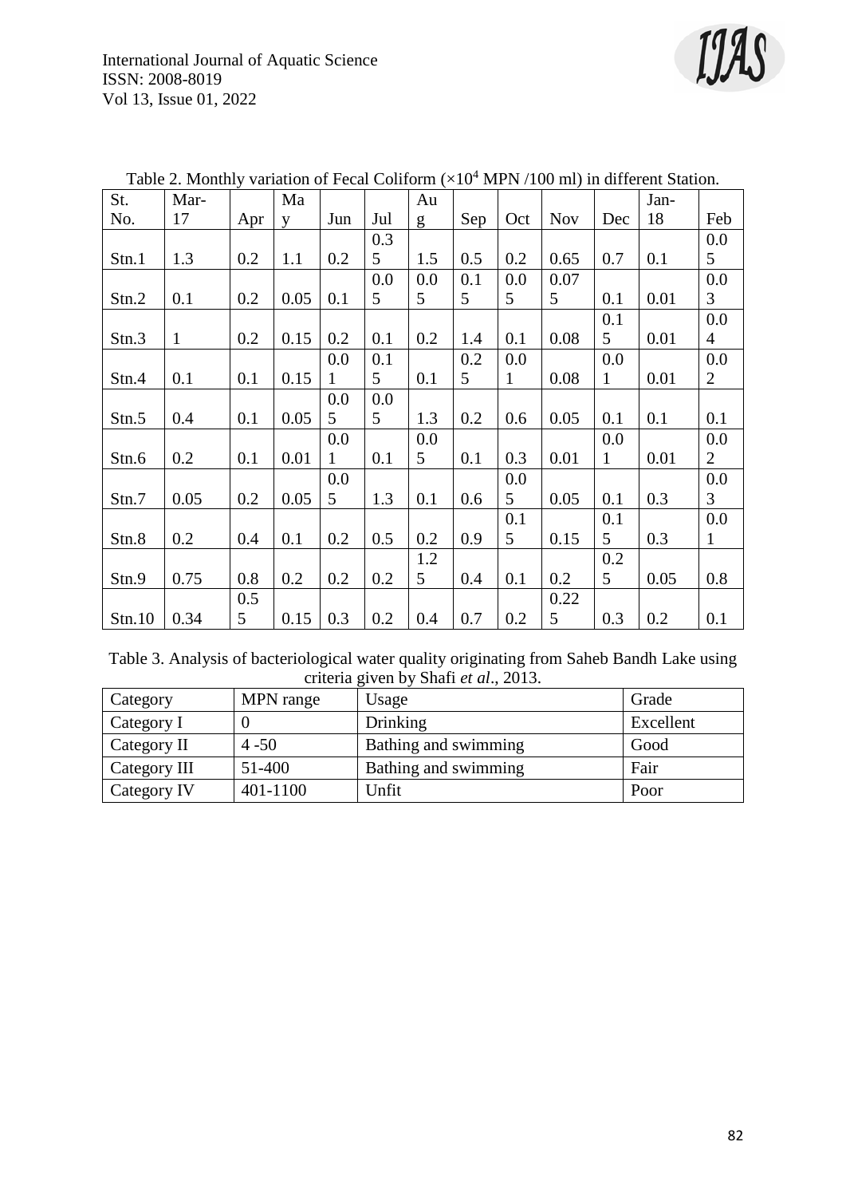Table 2. Monthly variation of Fecal Coliform ($\times 10^4$ MPN /100 ml) in different Station.

| St. No. | Mar-17 | Apr | May | Jun | Jul | Aug | Sep | Oct | Nov | Dec | Jan-18 | Feb |
|---|---|---|---|---|---|---|---|---|---|---|---|---|
| Stn.1 | 1.3 | 0.2 | 1.1 | 0.2 | 0.35 | 1.5 | 0.5 | 0.2 | 0.65 | 0.7 | 0.1 | 0.05 |
| Stn.2 | 0.1 | 0.2 | 0.05 | 0.1 | 0.05 | 0.05 | 0.15 | 0.05 | 0.075 | 0.1 | 0.01 | 0.03 |
| Stn.3 | 1 | 0.2 | 0.15 | 0.2 | 0.1 | 0.2 | 1.4 | 0.1 | 0.08 | 0.15 | 0.01 | 0.04 |
| Stn.4 | 0.1 | 0.1 | 0.15 | 0.01 | 0.15 | 0.1 | 0.25 | 0.01 | 0.08 | 0.01 | 0.01 | 0.02 |
| Stn.5 | 0.4 | 0.1 | 0.05 | 0.05 | 0.05 | 1.3 | 0.2 | 0.6 | 0.05 | 0.1 | 0.1 | 0.1 |
| Stn.6 | 0.2 | 0.1 | 0.01 | 0.01 | 0.1 | 0.05 | 0.1 | 0.3 | 0.01 | 0.01 | 0.01 | 0.02 |
| Stn.7 | 0.05 | 0.2 | 0.05 | 0.05 | 1.3 | 0.1 | 0.6 | 0.05 | 0.05 | 0.1 | 0.3 | 0.03 |
| Stn.8 | 0.2 | 0.4 | 0.1 | 0.2 | 0.5 | 0.2 | 0.9 | 0.15 | 0.15 | 0.15 | 0.3 | 0.01 |
| Stn.9 | 0.75 | 0.8 | 0.2 | 0.2 | 0.2 | 1.25 | 0.4 | 0.1 | 0.2 | 0.25 | 0.05 | 0.8 |
| Stn.10 | 0.34 | 0.55 | 0.15 | 0.3 | 0.2 | 0.4 | 0.7 | 0.2 | 0.225 | 0.3 | 0.2 | 0.1 |

Table 3. Analysis of bacteriological water quality originating from Saheb Bandh Lake using criteria given by Shafi *et al*., 2013.

| Category | MPN range | Usage | Grade |
|---|---|---|---|
| Category I | 0 | Drinking | Excellent |
| Category II | 4 -50 | Bathing and swimming | Good |
| Category III | 51-400 | Bathing and swimming | Fair |
| Category IV | 401-1100 | Unfit | Poor |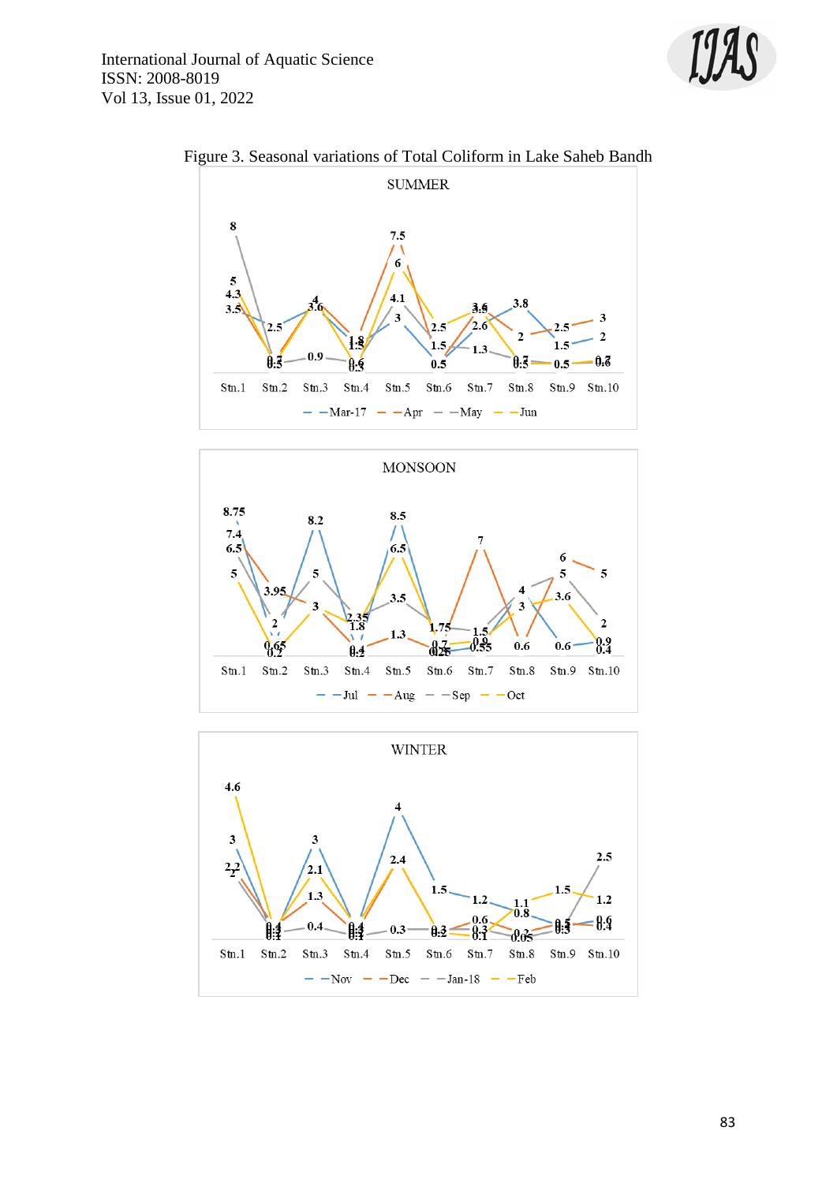Figure 3. Seasonal variations of Total Coliform in Lake Saheb Bandh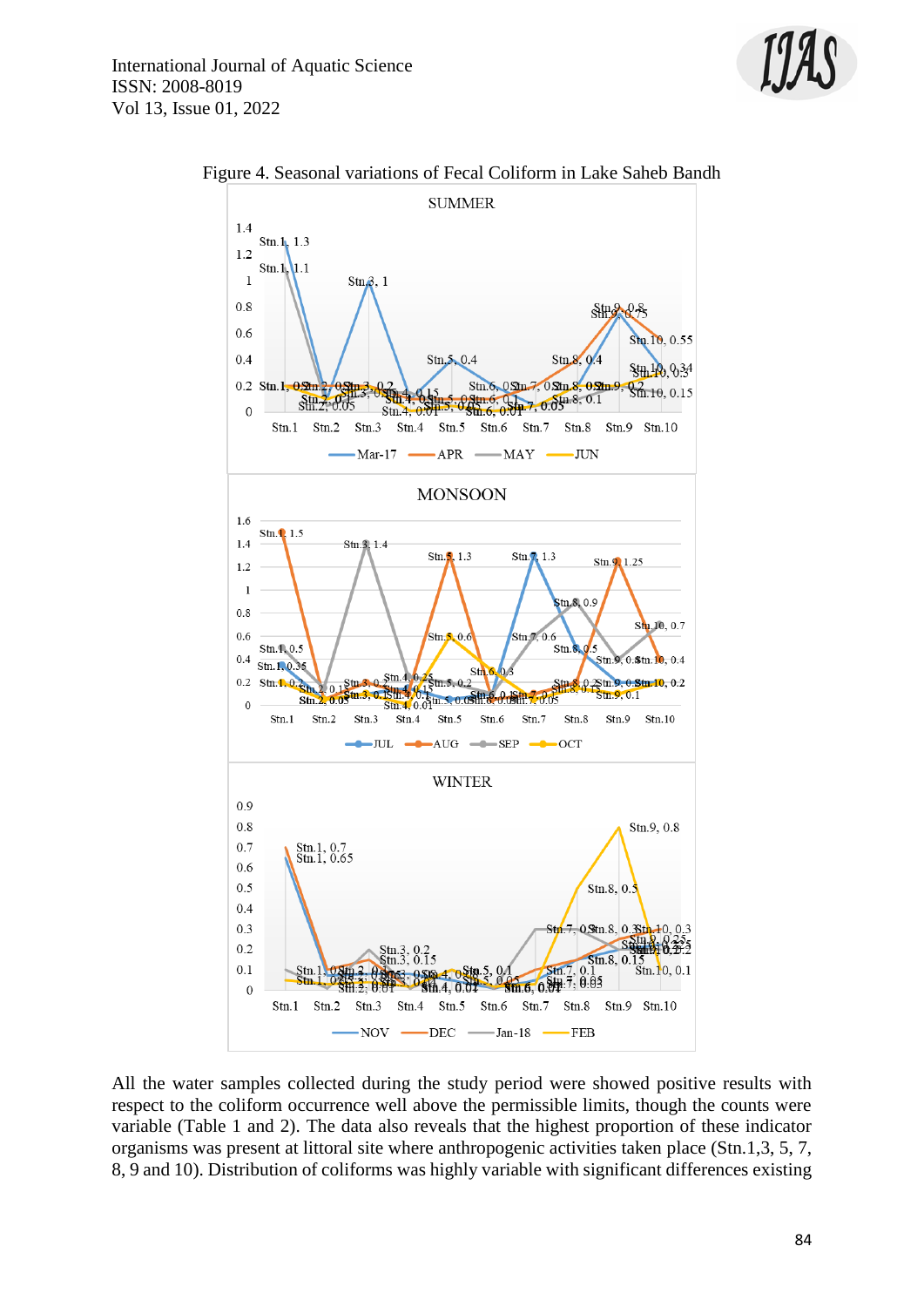Figure 4. Seasonal variations of Fecal Coliform in Lake Saheb Bandh

All the water samples collected during the study period were showed positive results with respect to the coliform occurrence well above the permissible limits, though the counts were variable (Table 1 and 2). The data also reveals that the highest proportion of these indicator organisms was present at littoral site where anthropogenic activities taken place (Stn.1,3, 5, 7, 8, 9 and 10). Distribution of coliforms was highly variable with significant differences existing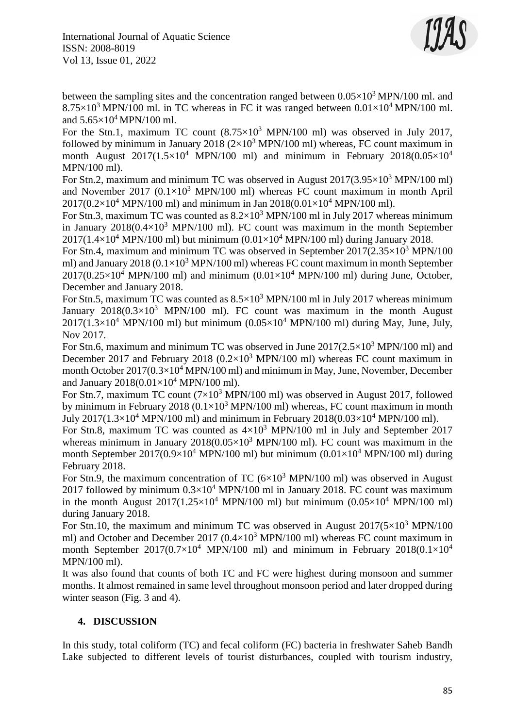between the sampling sites and the concentration ranged between $0.05\times10^3$ MPN/100 ml. and $8.75\times10^3$ MPN/100 ml. in TC whereas in FC it was ranged between $0.01\times10^4$ MPN/100 ml. and $5.65\times10^4$ MPN/100 ml.

For the Stn.1, maximum TC count ($8.75\times10^3$ MPN/100 ml) was observed in July 2017, followed by minimum in January 2018 ($2\times10^3$ MPN/100 ml) whereas, FC count maximum in month August 2017($1.5\times10^4$ MPN/100 ml) and minimum in February 2018($0.05\times10^4$ MPN/100 ml).

For Stn.2, maximum and minimum TC was observed in August 2017($3.95\times10^3$ MPN/100 ml) and November 2017 ($0.1\times10^3$ MPN/100 ml) whereas FC count maximum in month April 2017($0.2\times10^4$ MPN/100 ml) and minimum in Jan 2018($0.01\times10^4$ MPN/100 ml).

For Stn.3, maximum TC was counted as $8.2\times10^3$ MPN/100 ml in July 2017 whereas minimum in January 2018($0.4\times10^3$ MPN/100 ml). FC count was maximum in the month September 2017($1.4\times10^4$ MPN/100 ml) but minimum ($0.01\times10^4$ MPN/100 ml) during January 2018.

For Stn.4, maximum and minimum TC was observed in September 2017($2.35\times10^3$ MPN/100 ml) and January 2018 ($0.1\times10^3$ MPN/100 ml) whereas FC count maximum in month September 2017($0.25\times10^4$ MPN/100 ml) and minimum ($0.01\times10^4$ MPN/100 ml) during June, October, December and January 2018.

For Stn.5, maximum TC was counted as $8.5\times10^3$ MPN/100 ml in July 2017 whereas minimum January 2018($0.3\times10^3$ MPN/100 ml). FC count was maximum in the month August 2017($1.3\times10^4$ MPN/100 ml) but minimum ($0.05\times10^4$ MPN/100 ml) during May, June, July, Nov 2017.

For Stn.6, maximum and minimum TC was observed in June 2017($2.5\times10^3$ MPN/100 ml) and December 2017 and February 2018 ($0.2\times10^3$ MPN/100 ml) whereas FC count maximum in month October 2017($0.3\times10^4$ MPN/100 ml) and minimum in May, June, November, December and January 2018($0.01\times10^4$ MPN/100 ml).

For Stn.7, maximum TC count ($7\times10^3$ MPN/100 ml) was observed in August 2017, followed by minimum in February 2018 ($0.1\times10^3$ MPN/100 ml) whereas, FC count maximum in month July 2017($1.3\times10^4$ MPN/100 ml) and minimum in February 2018($0.03\times10^4$ MPN/100 ml).

For Stn.8, maximum TC was counted as $4\times10^3$ MPN/100 ml in July and September 2017 whereas minimum in January 2018($0.05\times10^3$ MPN/100 ml). FC count was maximum in the month September 2017($0.9\times10^4$ MPN/100 ml) but minimum ($0.01\times10^4$ MPN/100 ml) during February 2018.

For Stn.9, the maximum concentration of TC ($6\times10^3$ MPN/100 ml) was observed in August 2017 followed by minimum $0.3\times10^4$ MPN/100 ml in January 2018. FC count was maximum in the month August 2017($1.25\times10^4$ MPN/100 ml) but minimum ($0.05\times10^4$ MPN/100 ml) during January 2018.

For Stn.10, the maximum and minimum TC was observed in August 2017($5\times10^3$ MPN/100 ml) and October and December 2017 ($0.4\times10^3$ MPN/100 ml) whereas FC count maximum in month September 2017($0.7\times10^4$ MPN/100 ml) and minimum in February 2018($0.1\times10^4$ MPN/100 ml).

It was also found that counts of both TC and FC were highest during monsoon and summer months. It almost remained in same level throughout monsoon period and later dropped during winter season (Fig. 3 and 4).

## 4. DISCUSSION

In this study, total coliform (TC) and fecal coliform (FC) bacteria in freshwater Saheb Bandh Lake subjected to different levels of tourist disturbances, coupled with tourism industry,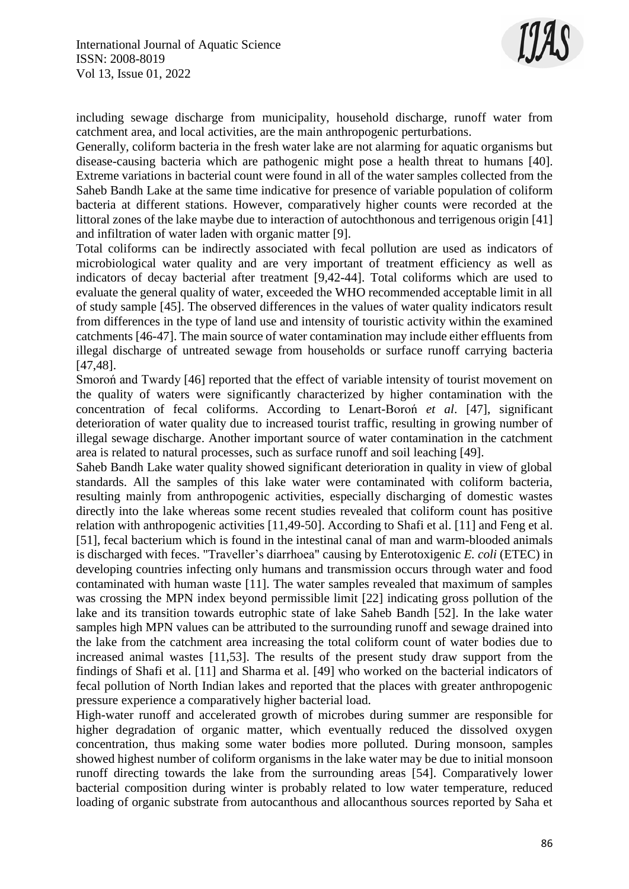including sewage discharge from municipality, household discharge, runoff water from catchment area, and local activities, are the main anthropogenic perturbations.

Generally, coliform bacteria in the fresh water lake are not alarming for aquatic organisms but disease-causing bacteria which are pathogenic might pose a health threat to humans [40]. Extreme variations in bacterial count were found in all of the water samples collected from the Saheb Bandh Lake at the same time indicative for presence of variable population of coliform bacteria at different stations. However, comparatively higher counts were recorded at the littoral zones of the lake maybe due to interaction of autochthonous and terrigenous origin [41] and infiltration of water laden with organic matter [9].

Total coliforms can be indirectly associated with fecal pollution are used as indicators of microbiological water quality and are very important of treatment efficiency as well as indicators of decay bacterial after treatment [9,42-44]. Total coliforms which are used to evaluate the general quality of water, exceeded the WHO recommended acceptable limit in all of study sample [45]. The observed differences in the values of water quality indicators result from differences in the type of land use and intensity of touristic activity within the examined catchments [46-47]. The main source of water contamination may include either effluents from illegal discharge of untreated sewage from households or surface runoff carrying bacteria [47,48].

Smoroń and Twardy [46] reported that the effect of variable intensity of tourist movement on the quality of waters were significantly characterized by higher contamination with the concentration of fecal coliforms. According to Lenart-Boroń *et al*. [47], significant deterioration of water quality due to increased tourist traffic, resulting in growing number of illegal sewage discharge. Another important source of water contamination in the catchment area is related to natural processes, such as surface runoff and soil leaching [49].

Saheb Bandh Lake water quality showed significant deterioration in quality in view of global standards. All the samples of this lake water were contaminated with coliform bacteria, resulting mainly from anthropogenic activities, especially discharging of domestic wastes directly into the lake whereas some recent studies revealed that coliform count has positive relation with anthropogenic activities [11,49-50]. According to Shafi et al. [11] and Feng et al. [51], fecal bacterium which is found in the intestinal canal of man and warm-blooded animals is discharged with feces. "Traveller's diarrhoea" causing by Enterotoxigenic *E. coli* (ETEC) in developing countries infecting only humans and transmission occurs through water and food contaminated with human waste [11]. The water samples revealed that maximum of samples was crossing the MPN index beyond permissible limit [22] indicating gross pollution of the lake and its transition towards eutrophic state of lake Saheb Bandh [52]. In the lake water samples high MPN values can be attributed to the surrounding runoff and sewage drained into the lake from the catchment area increasing the total coliform count of water bodies due to increased animal wastes [11,53]. The results of the present study draw support from the findings of Shafi et al. [11] and Sharma et al. [49] who worked on the bacterial indicators of fecal pollution of North Indian lakes and reported that the places with greater anthropogenic pressure experience a comparatively higher bacterial load.

High-water runoff and accelerated growth of microbes during summer are responsible for higher degradation of organic matter, which eventually reduced the dissolved oxygen concentration, thus making some water bodies more polluted. During monsoon, samples showed highest number of coliform organisms in the lake water may be due to initial monsoon runoff directing towards the lake from the surrounding areas [54]. Comparatively lower bacterial composition during winter is probably related to low water temperature, reduced loading of organic substrate from autocanthous and allocanthous sources reported by Saha et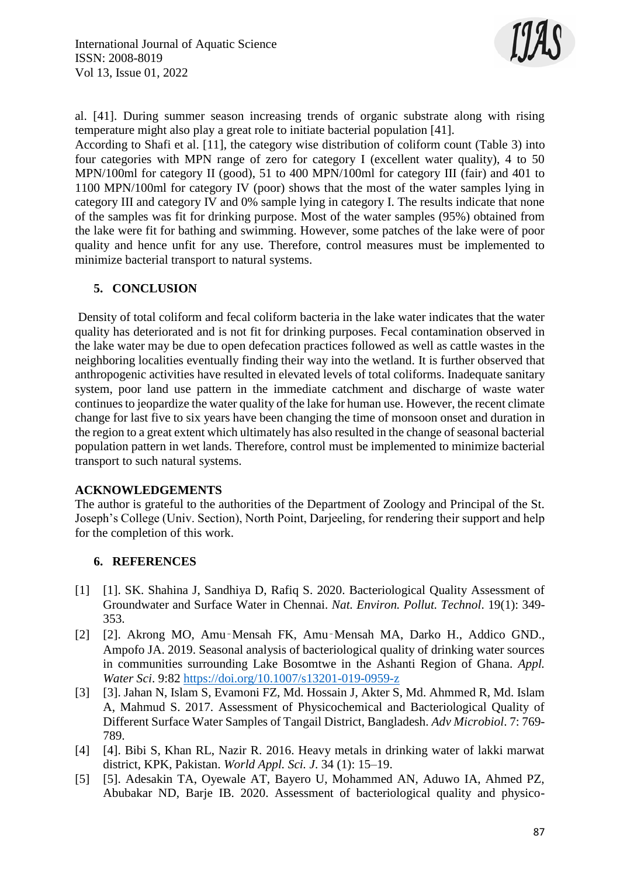al. [41]. During summer season increasing trends of organic substrate along with rising temperature might also play a great role to initiate bacterial population [41].

According to Shafi et al. [11], the category wise distribution of coliform count (Table 3) into four categories with MPN range of zero for category I (excellent water quality), 4 to 50 MPN/100ml for category II (good), 51 to 400 MPN/100ml for category III (fair) and 401 to 1100 MPN/100ml for category IV (poor) shows that the most of the water samples lying in category III and category IV and 0% sample lying in category I. The results indicate that none of the samples was fit for drinking purpose. Most of the water samples (95%) obtained from the lake were fit for bathing and swimming. However, some patches of the lake were of poor quality and hence unfit for any use. Therefore, control measures must be implemented to minimize bacterial transport to natural systems.

## 5. CONCLUSION

Density of total coliform and fecal coliform bacteria in the lake water indicates that the water quality has deteriorated and is not fit for drinking purposes. Fecal contamination observed in the lake water may be due to open defecation practices followed as well as cattle wastes in the neighboring localities eventually finding their way into the wetland. It is further observed that anthropogenic activities have resulted in elevated levels of total coliforms. Inadequate sanitary system, poor land use pattern in the immediate catchment and discharge of waste water continues to jeopardize the water quality of the lake for human use. However, the recent climate change for last five to six years have been changing the time of monsoon onset and duration in the region to a great extent which ultimately has also resulted in the change of seasonal bacterial population pattern in wet lands. Therefore, control must be implemented to minimize bacterial transport to such natural systems.

## ACKNOWLEDGEMENTS

The author is grateful to the authorities of the Department of Zoology and Principal of the St. Joseph's College (Univ. Section), North Point, Darjeeling, for rendering their support and help for the completion of this work.

## 6. REFERENCES

[1] [1]. SK. Shahina J, Sandhiya D, Rafiq S. 2020. Bacteriological Quality Assessment of Groundwater and Surface Water in Chennai. *Nat. Environ. Pollut. Technol*. 19(1): 349-353.

[2] [2]. Akrong MO, Amu‑Mensah FK, Amu‑Mensah MA, Darko H., Addico GND., Ampofo JA. 2019. Seasonal analysis of bacteriological quality of drinking water sources in communities surrounding Lake Bosomtwe in the Ashanti Region of Ghana. *Appl. Water Sci*. 9:82 https://doi.org/10.1007/s13201-019-0959-z

[3] [3]. Jahan N, Islam S, Evamoni FZ, Md. Hossain J, Akter S, Md. Ahmmed R, Md. Islam A, Mahmud S. 2017. Assessment of Physicochemical and Bacteriological Quality of Different Surface Water Samples of Tangail District, Bangladesh. *Adv Microbiol*. 7: 769-789.

[4] [4]. Bibi S, Khan RL, Nazir R. 2016. Heavy metals in drinking water of lakki marwat district, KPK, Pakistan. *World Appl. Sci. J*. 34 (1): 15–19.

[5] [5]. Adesakin TA, Oyewale AT, Bayero U, Mohammed AN, Aduwo IA, Ahmed PZ, Abubakar ND, Barje IB. 2020. Assessment of bacteriological quality and physico-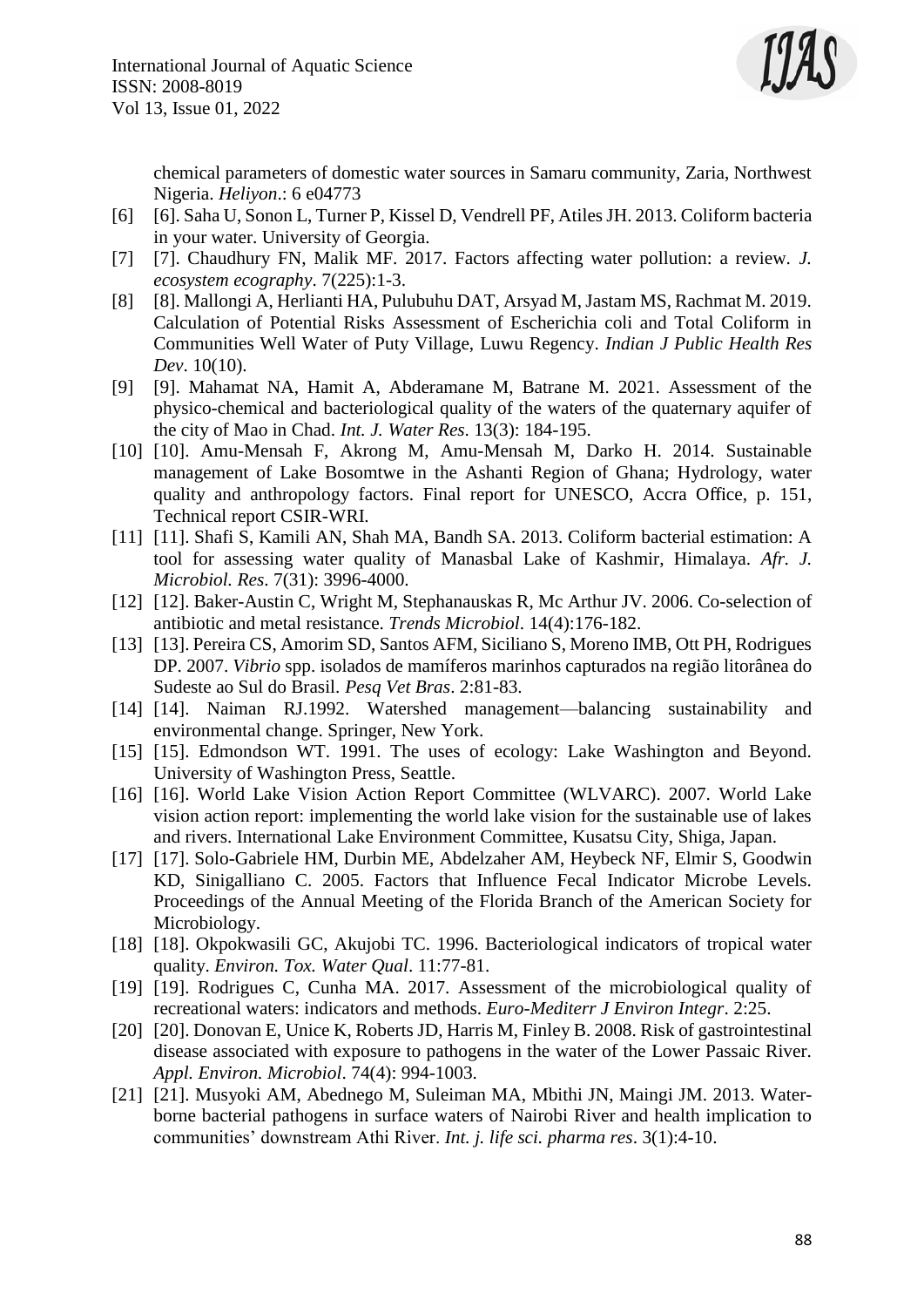chemical parameters of domestic water sources in Samaru community, Zaria, Northwest Nigeria. *Heliyon*.: 6 e04773

[6] [6]. Saha U, Sonon L, Turner P, Kissel D, Vendrell PF, Atiles JH. 2013. Coliform bacteria in your water. University of Georgia.

[7] [7]. Chaudhury FN, Malik MF. 2017. Factors affecting water pollution: a review. *J. ecosystem ecography*. 7(225):1-3.

[8] [8]. Mallongi A, Herlianti HA, Pulubuhu DAT, Arsyad M, Jastam MS, Rachmat M. 2019. Calculation of Potential Risks Assessment of Escherichia coli and Total Coliform in Communities Well Water of Puty Village, Luwu Regency. *Indian J Public Health Res Dev*. 10(10).

[9] [9]. Mahamat NA, Hamit A, Abderamane M, Batrane M. 2021. Assessment of the physico-chemical and bacteriological quality of the waters of the quaternary aquifer of the city of Mao in Chad. *Int. J. Water Res*. 13(3): 184-195.

[10] [10]. Amu-Mensah F, Akrong M, Amu-Mensah M, Darko H. 2014. Sustainable management of Lake Bosomtwe in the Ashanti Region of Ghana; Hydrology, water quality and anthropology factors. Final report for UNESCO, Accra Office, p. 151, Technical report CSIR-WRI.

[11] [11]. Shafi S, Kamili AN, Shah MA, Bandh SA. 2013. Coliform bacterial estimation: A tool for assessing water quality of Manasbal Lake of Kashmir, Himalaya. *Afr. J. Microbiol. Res*. 7(31): 3996-4000.

[12] [12]. Baker-Austin C, Wright M, Stephanauskas R, Mc Arthur JV. 2006. Co-selection of antibiotic and metal resistance. *Trends Microbiol*. 14(4):176-182.

[13] [13]. Pereira CS, Amorim SD, Santos AFM, Siciliano S, Moreno IMB, Ott PH, Rodrigues DP. 2007. *Vibrio* spp. isolados de mamíferos marinhos capturados na região litorânea do Sudeste ao Sul do Brasil. *Pesq Vet Bras*. 2:81-83.

[14] [14]. Naiman RJ.1992. Watershed management—balancing sustainability and environmental change. Springer, New York.

[15] [15]. Edmondson WT. 1991. The uses of ecology: Lake Washington and Beyond. University of Washington Press, Seattle.

[16] [16]. World Lake Vision Action Report Committee (WLVARC). 2007. World Lake vision action report: implementing the world lake vision for the sustainable use of lakes and rivers. International Lake Environment Committee, Kusatsu City, Shiga, Japan.

[17] [17]. Solo-Gabriele HM, Durbin ME, Abdelzaher AM, Heybeck NF, Elmir S, Goodwin KD, Sinigalliano C. 2005. Factors that Influence Fecal Indicator Microbe Levels. Proceedings of the Annual Meeting of the Florida Branch of the American Society for Microbiology.

[18] [18]. Okpokwasili GC, Akujobi TC. 1996. Bacteriological indicators of tropical water quality. *Environ. Tox. Water Qual*. 11:77-81.

[19] [19]. Rodrigues C, Cunha MA. 2017. Assessment of the microbiological quality of recreational waters: indicators and methods. *Euro-Mediterr J Environ Integr*. 2:25.

[20] [20]. Donovan E, Unice K, Roberts JD, Harris M, Finley B. 2008. Risk of gastrointestinal disease associated with exposure to pathogens in the water of the Lower Passaic River. *Appl. Environ. Microbiol*. 74(4): 994-1003.

[21] [21]. Musyoki AM, Abednego M, Suleiman MA, Mbithi JN, Maingi JM. 2013. Water-borne bacterial pathogens in surface waters of Nairobi River and health implication to communities' downstream Athi River. *Int. j. life sci. pharma res*. 3(1):4-10.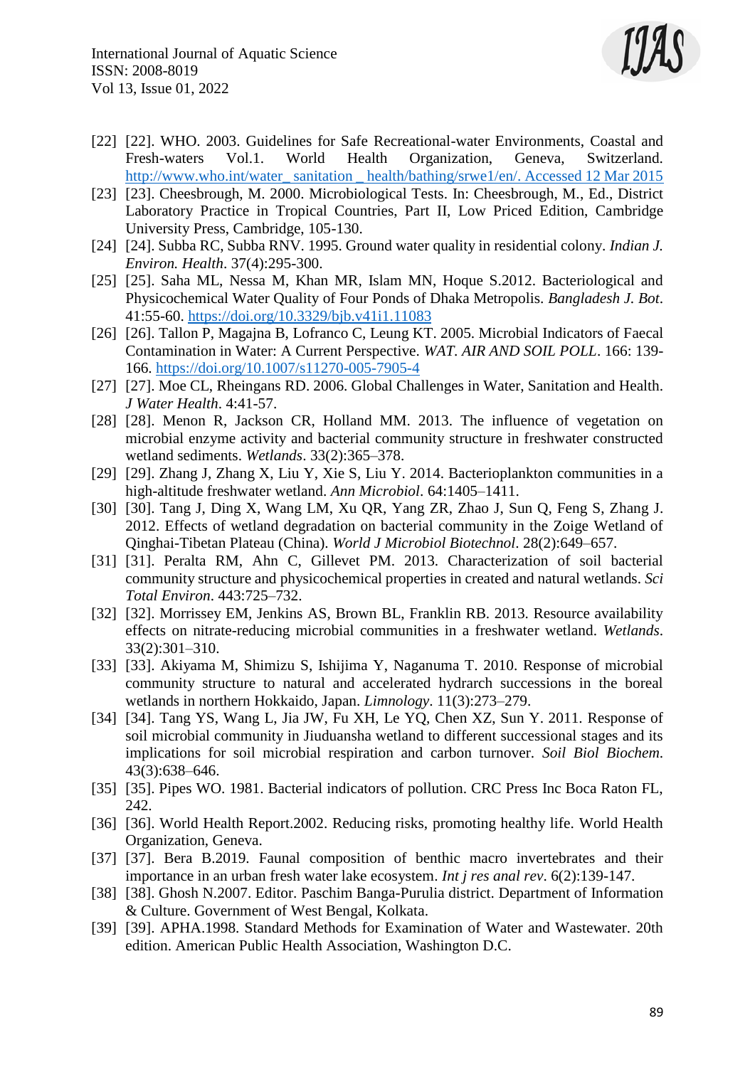[22] [22]. WHO. 2003. Guidelines for Safe Recreational-water Environments, Coastal and Fresh-waters Vol.1. World Health Organization, Geneva, Switzerland. http://www.who.int/water_ sanitation _ health/bathing/srwe1/en/. Accessed 12 Mar 2015

[23] [23]. Cheesbrough, M. 2000. Microbiological Tests. In: Cheesbrough, M., Ed., District Laboratory Practice in Tropical Countries, Part II, Low Priced Edition, Cambridge University Press, Cambridge, 105-130.

[24] [24]. Subba RC, Subba RNV. 1995. Ground water quality in residential colony. *Indian J. Environ. Health*. 37(4):295-300.

[25] [25]. Saha ML, Nessa M, Khan MR, Islam MN, Hoque S.2012. Bacteriological and Physicochemical Water Quality of Four Ponds of Dhaka Metropolis. *Bangladesh J. Bot*. 41:55-60. https://doi.org/10.3329/bjb.v41i1.11083

[26] [26]. Tallon P, Magajna B, Lofranco C, Leung KT. 2005. Microbial Indicators of Faecal Contamination in Water: A Current Perspective. *WAT. AIR AND SOIL POLL*. 166: 139-166. https://doi.org/10.1007/s11270-005-7905-4

[27] [27]. Moe CL, Rheingans RD. 2006. Global Challenges in Water, Sanitation and Health. *J Water Health*. 4:41-57.

[28] [28]. Menon R, Jackson CR, Holland MM. 2013. The influence of vegetation on microbial enzyme activity and bacterial community structure in freshwater constructed wetland sediments. *Wetlands*. 33(2):365–378.

[29] [29]. Zhang J, Zhang X, Liu Y, Xie S, Liu Y. 2014. Bacterioplankton communities in a high-altitude freshwater wetland. *Ann Microbiol*. 64:1405–1411.

[30] [30]. Tang J, Ding X, Wang LM, Xu QR, Yang ZR, Zhao J, Sun Q, Feng S, Zhang J. 2012. Effects of wetland degradation on bacterial community in the Zoige Wetland of Qinghai-Tibetan Plateau (China). *World J Microbiol Biotechnol*. 28(2):649–657.

[31] [31]. Peralta RM, Ahn C, Gillevet PM. 2013. Characterization of soil bacterial community structure and physicochemical properties in created and natural wetlands. *Sci Total Environ*. 443:725–732.

[32] [32]. Morrissey EM, Jenkins AS, Brown BL, Franklin RB. 2013. Resource availability effects on nitrate-reducing microbial communities in a freshwater wetland. *Wetlands*. 33(2):301–310.

[33] [33]. Akiyama M, Shimizu S, Ishijima Y, Naganuma T. 2010. Response of microbial community structure to natural and accelerated hydrarch successions in the boreal wetlands in northern Hokkaido, Japan. *Limnology*. 11(3):273–279.

[34] [34]. Tang YS, Wang L, Jia JW, Fu XH, Le YQ, Chen XZ, Sun Y. 2011. Response of soil microbial community in Jiuduansha wetland to different successional stages and its implications for soil microbial respiration and carbon turnover. *Soil Biol Biochem*. 43(3):638–646.

[35] [35]. Pipes WO. 1981. Bacterial indicators of pollution. CRC Press Inc Boca Raton FL, 242.

[36] [36]. World Health Report.2002. Reducing risks, promoting healthy life. World Health Organization, Geneva.

[37] [37]. Bera B.2019. Faunal composition of benthic macro invertebrates and their importance in an urban fresh water lake ecosystem. *Int j res anal rev*. 6(2):139-147.

[38] [38]. Ghosh N.2007. Editor. Paschim Banga-Purulia district. Department of Information & Culture. Government of West Bengal, Kolkata.

[39] [39]. APHA.1998. Standard Methods for Examination of Water and Wastewater. 20th edition. American Public Health Association, Washington D.C.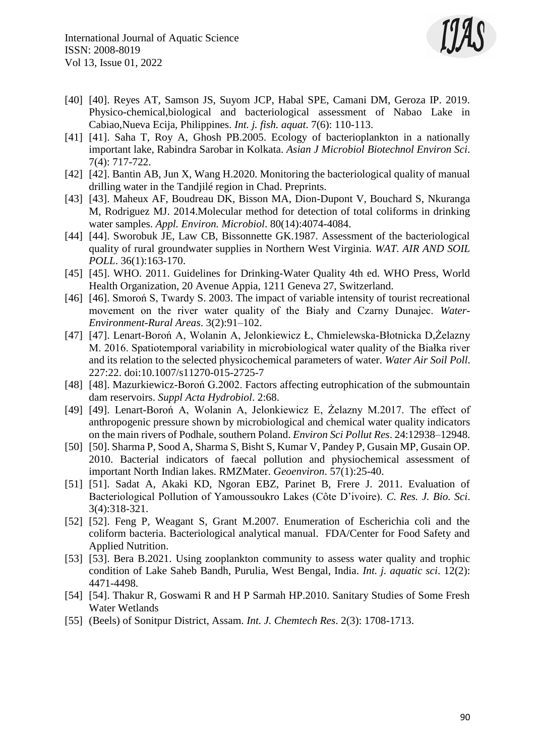[40] [40]. Reyes AT, Samson JS, Suyom JCP, Habal SPE, Camani DM, Geroza IP. 2019. Physico-chemical,biological and bacteriological assessment of Nabao Lake in Cabiao,Nueva Ecija, Philippines. *Int. j. fish. aquat*. 7(6): 110-113.

[41] [41]. Saha T, Roy A, Ghosh PB.2005. Ecology of bacterioplankton in a nationally important lake, Rabindra Sarobar in Kolkata. *Asian J Microbiol Biotechnol Environ Sci*. 7(4): 717-722.

[42] [42]. Bantin AB, Jun X, Wang H.2020. Monitoring the bacteriological quality of manual drilling water in the Tandjilé region in Chad. Preprints.

[43] [43]. Maheux AF, Boudreau DK, Bisson MA, Dion-Dupont V, Bouchard S, Nkuranga M, Rodriguez MJ. 2014.Molecular method for detection of total coliforms in drinking water samples. *Appl. Environ. Microbiol*. 80(14):4074-4084.

[44] [44]. Sworobuk JE, Law CB, Bissonnette GK.1987. Assessment of the bacteriological quality of rural groundwater supplies in Northern West Virginia. *WAT. AIR AND SOIL POLL*. 36(1):163-170.

[45] [45]. WHO. 2011. Guidelines for Drinking-Water Quality 4th ed. WHO Press, World Health Organization, 20 Avenue Appia, 1211 Geneva 27, Switzerland.

[46] [46]. Smoroń S, Twardy S. 2003. The impact of variable intensity of tourist recreational movement on the river water quality of the Biały and Czarny Dunajec. *Water-Environment-Rural Areas*. 3(2):91–102.

[47] [47]. Lenart-Boroń A, Wolanin A, Jelonkiewicz Ł, Chmielewska-Błotnicka D,Żelazny M. 2016. Spatiotemporal variability in microbiological water quality of the Białka river and its relation to the selected physicochemical parameters of water. *Water Air Soil Poll*. 227:22. doi:10.1007/s11270-015-2725-7

[48] [48]. Mazurkiewicz-Boroń G.2002. Factors affecting eutrophication of the submountain dam reservoirs. *Suppl Acta Hydrobiol*. 2:68.

[49] [49]. Lenart-Boroń A, Wolanin A, Jelonkiewicz E, Żelazny M.2017. The effect of anthropogenic pressure shown by microbiological and chemical water quality indicators on the main rivers of Podhale, southern Poland. *Environ Sci Pollut Res*. 24:12938–12948.

[50] [50]. Sharma P, Sood A, Sharma S, Bisht S, Kumar V, Pandey P, Gusain MP, Gusain OP. 2010. Bacterial indicators of faecal pollution and physiochemical assessment of important North Indian lakes. RMZMater. *Geoenviron*. 57(1):25-40.

[51] [51]. Sadat A, Akaki KD, Ngoran EBZ, Parinet B, Frere J. 2011. Evaluation of Bacteriological Pollution of Yamoussoukro Lakes (Côte D'ivoire). *C. Res. J. Bio. Sci*. 3(4):318-321.

[52] [52]. Feng P, Weagant S, Grant M.2007. Enumeration of Escherichia coli and the coliform bacteria. Bacteriological analytical manual. FDA/Center for Food Safety and Applied Nutrition.

[53] [53]. Bera B.2021. Using zooplankton community to assess water quality and trophic condition of Lake Saheb Bandh, Purulia, West Bengal, India. *Int. j. aquatic sci*. 12(2): 4471-4498.

[54] [54]. Thakur R, Goswami R and H P Sarmah HP.2010. Sanitary Studies of Some Fresh Water Wetlands

[55] (Beels) of Sonitpur District, Assam. *Int. J. Chemtech Res*. 2(3): 1708-1713.